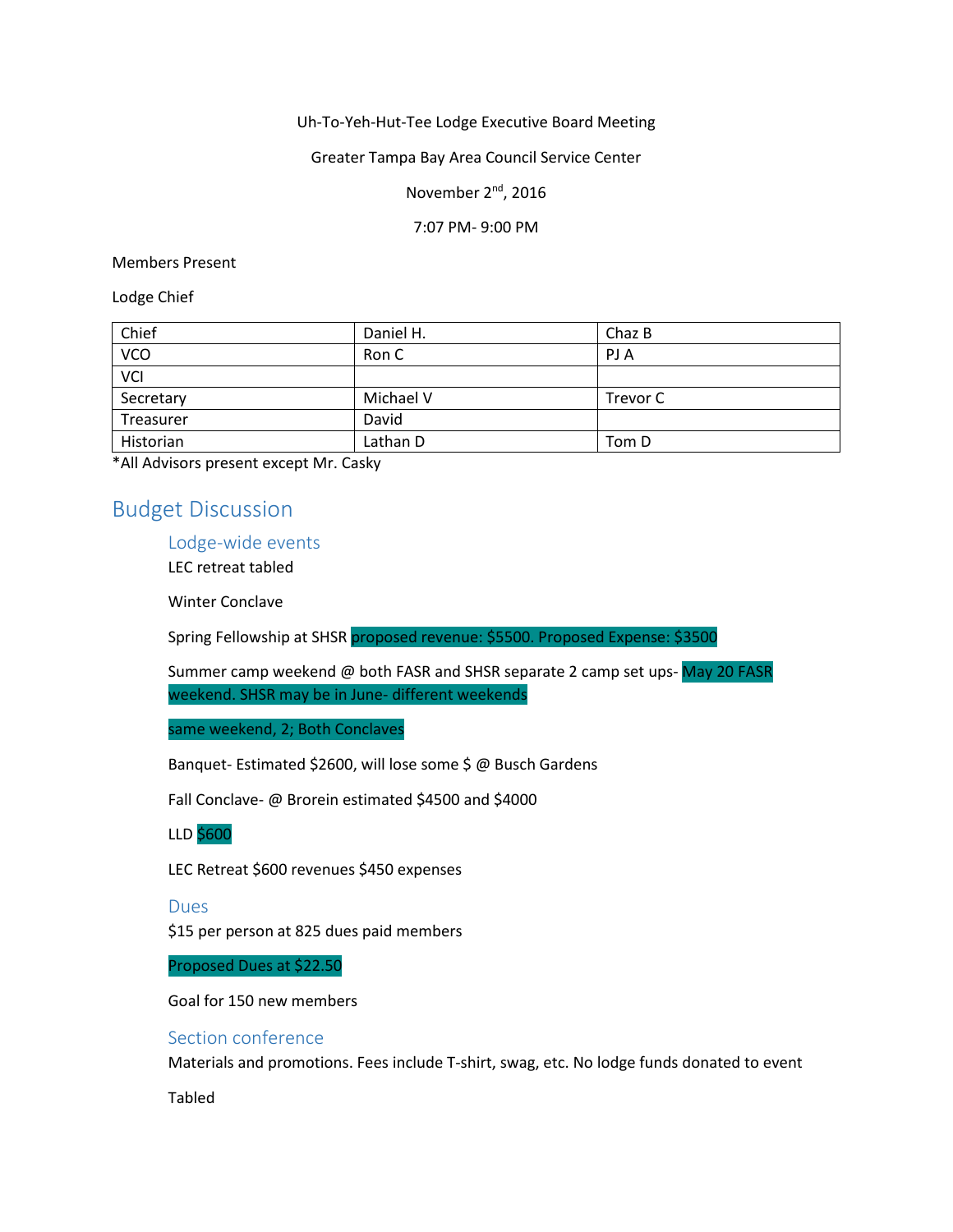Uh-To-Yeh-Hut-Tee Lodge Executive Board Meeting

Greater Tampa Bay Area Council Service Center

November 2nd, 2016

7:07 PM- 9:00 PM

Members Present

Lodge Chief

| Chief | Daniel H. | Chaz B |
|---|---|---|
| VCO | Ron C | PJ A |
| VCI | | |
| Secretary | Michael V | Trevor C |
| Treasurer | David | |
| Historian | Lathan D | Tom D |

*All Advisors present except Mr. Casky

# Budget Discussion

## Lodge-wide events

LEC retreat tabled

Winter Conclave

Spring Fellowship at SHSR proposed revenue: $5500. Proposed Expense: $3500

Summer camp weekend @ both FASR and SHSR separate 2 camp set ups- May 20 FASR weekend. SHSR may be in June- different weekends

same weekend, 2; Both Conclaves

Banquet- Estimated $2600, will lose some $ @ Busch Gardens

Fall Conclave- @ Brorein estimated $4500 and $4000

LLD $600

LEC Retreat $600 revenues $450 expenses

## Dues

$15 per person at 825 dues paid members

Proposed Dues at $22.50

Goal for 150 new members

## Section conference

Materials and promotions. Fees include T-shirt, swag, etc. No lodge funds donated to event

Tabled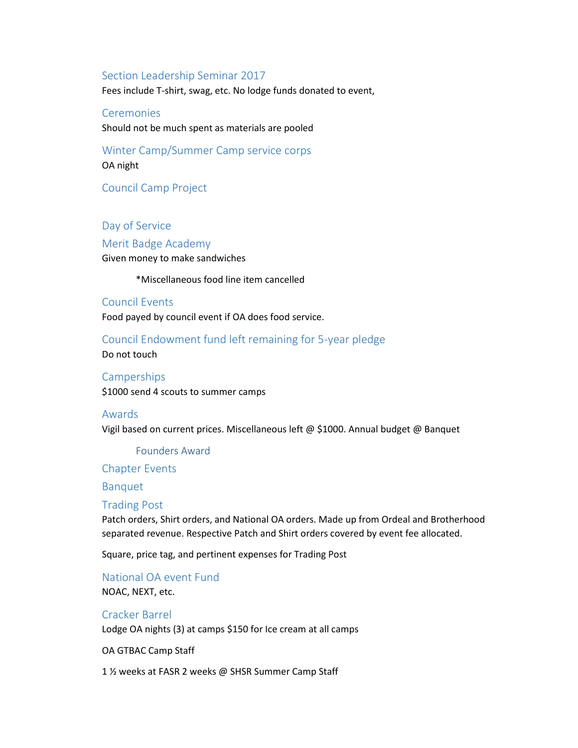## Section Leadership Seminar 2017

Fees include T-shirt, swag, etc. No lodge funds donated to event,

## Ceremonies

Should not be much spent as materials are pooled

## Winter Camp/Summer Camp service corps

OA night

## Council Camp Project

## Day of Service

## Merit Badge Academy

Given money to make sandwiches

*Miscellaneous food line item cancelled

## Council Events

Food payed by council event if OA does food service.

## Council Endowment fund left remaining for 5-year pledge

Do not touch

## Camperships

$1000 send 4 scouts to summer camps

## Awards

Vigil based on current prices. Miscellaneous left @ $1000. Annual budget @ Banquet

### Founders Award

## Chapter Events

## Banquet

## Trading Post

Patch orders, Shirt orders, and National OA orders. Made up from Ordeal and Brotherhood separated revenue. Respective Patch and Shirt orders covered by event fee allocated.

Square, price tag, and pertinent expenses for Trading Post

## National OA event Fund

NOAC, NEXT, etc.

## Cracker Barrel

Lodge OA nights (3) at camps $150 for Ice cream at all camps

OA GTBAC Camp Staff

1 ½ weeks at FASR 2 weeks @ SHSR Summer Camp Staff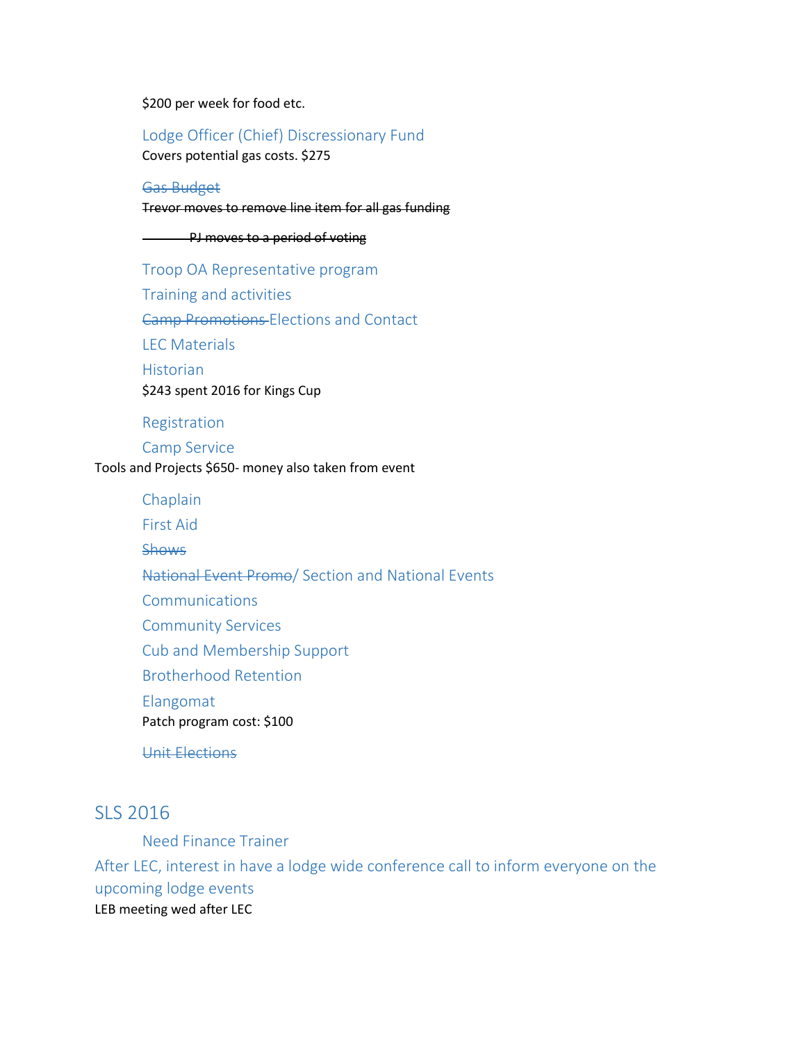$200 per week for food etc.

### Lodge Officer (Chief) Discressionary Fund

Covers potential gas costs. $275

### ~~Gas Budget~~

~~Trevor moves to remove line item for all gas funding~~

~~PJ moves to a period of voting~~

### Troop OA Representative program

### Training and activities

### ~~Camp Promotions~~ Elections and Contact

### LEC Materials

### Historian

$243 spent 2016 for Kings Cup

### Registration

### Camp Service

Tools and Projects $650- money also taken from event

### Chaplain

### First Aid

### ~~Shows~~

### ~~National Event Promo~~/ Section and National Events

### Communications

### Community Services

### Cub and Membership Support

### Brotherhood Retention

### Elangomat

Patch program cost: $100

### ~~Unit Elections~~

## SLS 2016

### Need Finance Trainer

## After LEC, interest in have a lodge wide conference call to inform everyone on the upcoming lodge events

LEB meeting wed after LEC